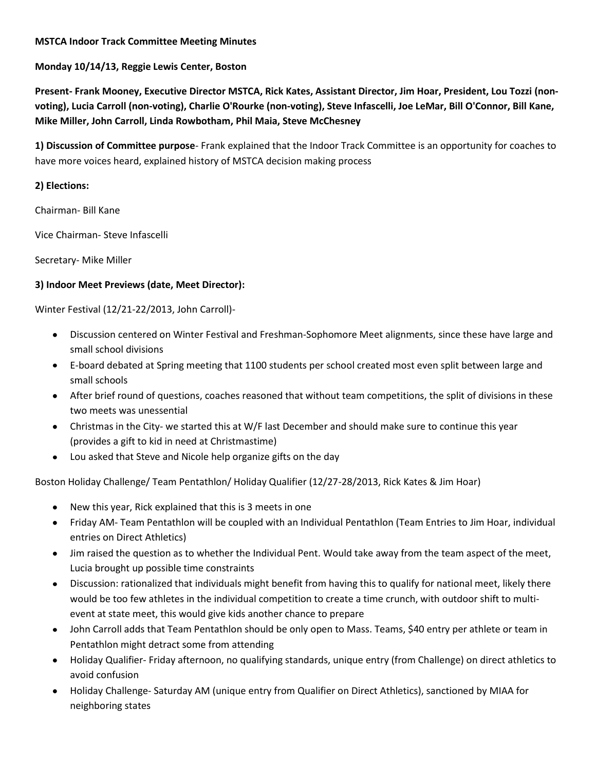**MSTCA Indoor Track Committee Meeting Minutes**

**Monday 10/14/13, Reggie Lewis Center, Boston**

**Present- Frank Mooney, Executive Director MSTCA, Rick Kates, Assistant Director, Jim Hoar, President, Lou Tozzi (non-voting), Lucia Carroll (non-voting), Charlie O'Rourke (non-voting), Steve Infascelli, Joe LeMar, Bill O'Connor, Bill Kane, Mike Miller, John Carroll, Linda Rowbotham, Phil Maia, Steve McChesney**

**1) Discussion of Committee purpose**- Frank explained that the Indoor Track Committee is an opportunity for coaches to have more voices heard, explained history of MSTCA decision making process

**2) Elections:**

Chairman- Bill Kane

Vice Chairman- Steve Infascelli

Secretary- Mike Miller

**3) Indoor Meet Previews (date, Meet Director):**

Winter Festival (12/21-22/2013, John Carroll)-

- Discussion centered on Winter Festival and Freshman-Sophomore Meet alignments, since these have large and small school divisions
- E-board debated at Spring meeting that 1100 students per school created most even split between large and small schools
- After brief round of questions, coaches reasoned that without team competitions, the split of divisions in these two meets was unessential
- Christmas in the City- we started this at W/F last December and should make sure to continue this year (provides a gift to kid in need at Christmastime)
- Lou asked that Steve and Nicole help organize gifts on the day

Boston Holiday Challenge/ Team Pentathlon/ Holiday Qualifier (12/27-28/2013, Rick Kates & Jim Hoar)

- New this year, Rick explained that this is 3 meets in one
- Friday AM- Team Pentathlon will be coupled with an Individual Pentathlon (Team Entries to Jim Hoar, individual entries on Direct Athletics)
- Jim raised the question as to whether the Individual Pent. Would take away from the team aspect of the meet, Lucia brought up possible time constraints
- Discussion: rationalized that individuals might benefit from having this to qualify for national meet, likely there would be too few athletes in the individual competition to create a time crunch, with outdoor shift to multi-event at state meet, this would give kids another chance to prepare
- John Carroll adds that Team Pentathlon should be only open to Mass. Teams, $40 entry per athlete or team in Pentathlon might detract some from attending
- Holiday Qualifier- Friday afternoon, no qualifying standards, unique entry (from Challenge) on direct athletics to avoid confusion
- Holiday Challenge- Saturday AM (unique entry from Qualifier on Direct Athletics), sanctioned by MIAA for neighboring states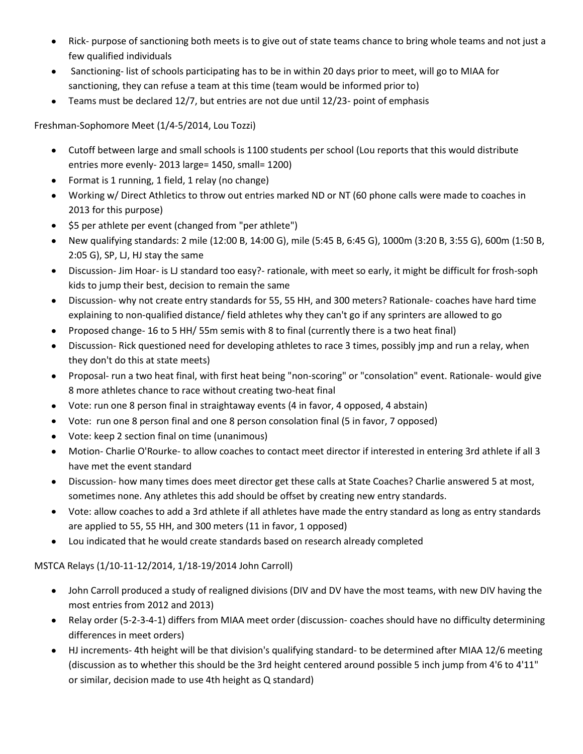- Rick- purpose of sanctioning both meets is to give out of state teams chance to bring whole teams and not just a few qualified individuals
- Sanctioning- list of schools participating has to be in within 20 days prior to meet, will go to MIAA for sanctioning, they can refuse a team at this time (team would be informed prior to)
- Teams must be declared 12/7, but entries are not due until 12/23- point of emphasis

Freshman-Sophomore Meet (1/4-5/2014, Lou Tozzi)

- Cutoff between large and small schools is 1100 students per school (Lou reports that this would distribute entries more evenly- 2013 large= 1450, small= 1200)
- Format is 1 running, 1 field, 1 relay (no change)
- Working w/ Direct Athletics to throw out entries marked ND or NT (60 phone calls were made to coaches in 2013 for this purpose)
- $5 per athlete per event (changed from "per athlete")
- New qualifying standards: 2 mile (12:00 B, 14:00 G), mile (5:45 B, 6:45 G), 1000m (3:20 B, 3:55 G), 600m (1:50 B, 2:05 G), SP, LJ, HJ stay the same
- Discussion- Jim Hoar- is LJ standard too easy?- rationale, with meet so early, it might be difficult for frosh-soph kids to jump their best, decision to remain the same
- Discussion- why not create entry standards for 55, 55 HH, and 300 meters? Rationale- coaches have hard time explaining to non-qualified distance/ field athletes why they can't go if any sprinters are allowed to go
- Proposed change- 16 to 5 HH/ 55m semis with 8 to final (currently there is a two heat final)
- Discussion- Rick questioned need for developing athletes to race 3 times, possibly jmp and run a relay, when they don't do this at state meets)
- Proposal- run a two heat final, with first heat being "non-scoring" or "consolation" event. Rationale- would give 8 more athletes chance to race without creating two-heat final
- Vote: run one 8 person final in straightaway events (4 in favor, 4 opposed, 4 abstain)
- Vote: run one 8 person final and one 8 person consolation final (5 in favor, 7 opposed)
- Vote: keep 2 section final on time (unanimous)
- Motion- Charlie O'Rourke- to allow coaches to contact meet director if interested in entering 3rd athlete if all 3 have met the event standard
- Discussion- how many times does meet director get these calls at State Coaches? Charlie answered 5 at most, sometimes none. Any athletes this add should be offset by creating new entry standards.
- Vote: allow coaches to add a 3rd athlete if all athletes have made the entry standard as long as entry standards are applied to 55, 55 HH, and 300 meters (11 in favor, 1 opposed)
- Lou indicated that he would create standards based on research already completed

MSTCA Relays (1/10-11-12/2014, 1/18-19/2014 John Carroll)

- John Carroll produced a study of realigned divisions (DIV and DV have the most teams, with new DIV having the most entries from 2012 and 2013)
- Relay order (5-2-3-4-1) differs from MIAA meet order (discussion- coaches should have no difficulty determining differences in meet orders)
- HJ increments- 4th height will be that division's qualifying standard- to be determined after MIAA 12/6 meeting (discussion as to whether this should be the 3rd height centered around possible 5 inch jump from 4'6 to 4'11" or similar, decision made to use 4th height as Q standard)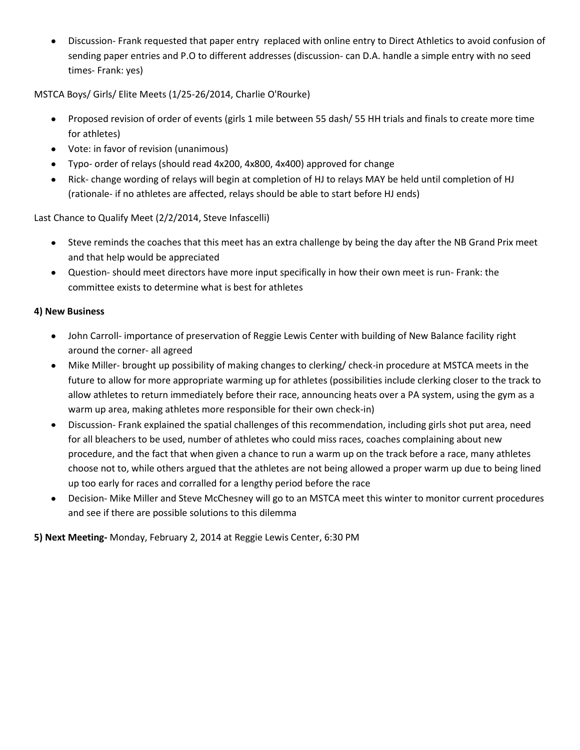- Discussion- Frank requested that paper entry replaced with online entry to Direct Athletics to avoid confusion of sending paper entries and P.O to different addresses (discussion- can D.A. handle a simple entry with no seed times- Frank: yes)

MSTCA Boys/ Girls/ Elite Meets (1/25-26/2014, Charlie O'Rourke)

- Proposed revision of order of events (girls 1 mile between 55 dash/ 55 HH trials and finals to create more time for athletes)
- Vote: in favor of revision (unanimous)
- Typo- order of relays (should read 4x200, 4x800, 4x400) approved for change
- Rick- change wording of relays will begin at completion of HJ to relays MAY be held until completion of HJ (rationale- if no athletes are affected, relays should be able to start before HJ ends)

Last Chance to Qualify Meet (2/2/2014, Steve Infascelli)

- Steve reminds the coaches that this meet has an extra challenge by being the day after the NB Grand Prix meet and that help would be appreciated
- Question- should meet directors have more input specifically in how their own meet is run- Frank: the committee exists to determine what is best for athletes

**4) New Business**

- John Carroll- importance of preservation of Reggie Lewis Center with building of New Balance facility right around the corner- all agreed
- Mike Miller- brought up possibility of making changes to clerking/ check-in procedure at MSTCA meets in the future to allow for more appropriate warming up for athletes (possibilities include clerking closer to the track to allow athletes to return immediately before their race, announcing heats over a PA system, using the gym as a warm up area, making athletes more responsible for their own check-in)
- Discussion- Frank explained the spatial challenges of this recommendation, including girls shot put area, need for all bleachers to be used, number of athletes who could miss races, coaches complaining about new procedure, and the fact that when given a chance to run a warm up on the track before a race, many athletes choose not to, while others argued that the athletes are not being allowed a proper warm up due to being lined up too early for races and corralled for a lengthy period before the race
- Decision- Mike Miller and Steve McChesney will go to an MSTCA meet this winter to monitor current procedures and see if there are possible solutions to this dilemma

**5) Next Meeting-** Monday, February 2, 2014 at Reggie Lewis Center, 6:30 PM